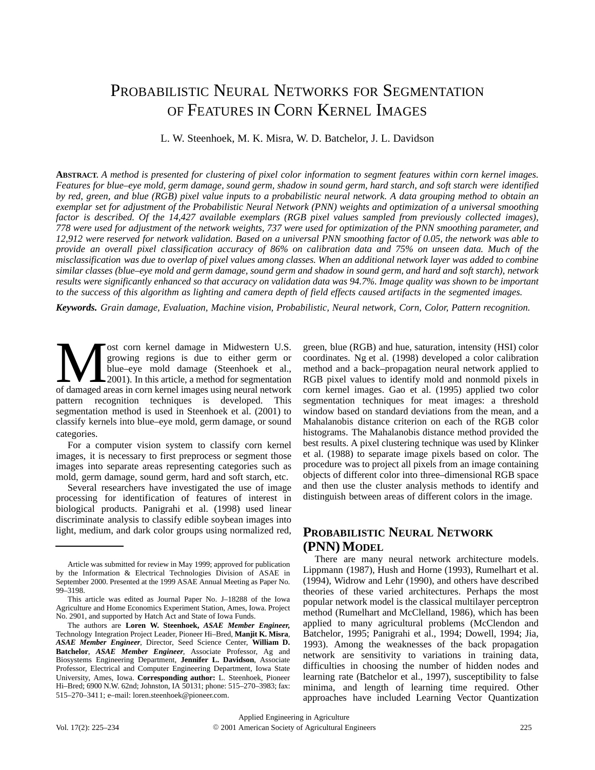# Probabilistic Neural Networks for Segmentation of Features in Corn Kernel Images

L. W. Steenhoek, M. K. Misra, W. D. Batchelor, J. L. Davidson

**Abstract.** *A method is presented for clustering of pixel color information to segment features within corn kernel images. Features for blue–eye mold, germ damage, sound germ, shadow in sound germ, hard starch, and soft starch were identified by red, green, and blue (RGB) pixel value inputs to a probabilistic neural network. A data grouping method to obtain an exemplar set for adjustment of the Probabilistic Neural Network (PNN) weights and optimization of a universal smoothing factor is described. Of the 14,427 available exemplars (RGB pixel values sampled from previously collected images), 778 were used for adjustment of the network weights, 737 were used for optimization of the PNN smoothing parameter, and 12,912 were reserved for network validation. Based on a universal PNN smoothing factor of 0.05, the network was able to provide an overall pixel classification accuracy of 86% on calibration data and 75% on unseen data. Much of the misclassification was due to overlap of pixel values among classes. When an additional network layer was added to combine similar classes (blue–eye mold and germ damage, sound germ and shadow in sound germ, and hard and soft starch), network results were significantly enhanced so that accuracy on validation data was 94.7%. Image quality was shown to be important to the success of this algorithm as lighting and camera depth of field effects caused artifacts in the segmented images.*

**Keywords.** *Grain damage, Evaluation, Machine vision, Probabilistic, Neural network, Corn, Color, Pattern recognition.*

Most corn kernel damage in Midwestern U.S. growing regions is due to either germ or blue–eye mold damage (Steenhoek et al., 2001). In this article, a method for segmentation of damaged areas in corn kernel images using neural network pattern recognition techniques is developed. This segmentation method is used in Steenhoek et al. (2001) to classify kernels into blue–eye mold, germ damage, or sound categories.

For a computer vision system to classify corn kernel images, it is necessary to first preprocess or segment those images into separate areas representing categories such as mold, germ damage, sound germ, hard and soft starch, etc.

Several researchers have investigated the use of image processing for identification of features of interest in biological products. Panigrahi et al. (1998) used linear discriminate analysis to classify edible soybean images into light, medium, and dark color groups using normalized red, green, blue (RGB) and hue, saturation, intensity (HSI) color coordinates. Ng et al. (1998) developed a color calibration method and a back–propagation neural network applied to RGB pixel values to identify mold and nonmold pixels in corn kernel images. Gao et al. (1995) applied two color segmentation techniques for meat images: a threshold window based on standard deviations from the mean, and a Mahalanobis distance criterion on each of the RGB color histograms. The Mahalanobis distance method provided the best results. A pixel clustering technique was used by Klinker et al. (1988) to separate image pixels based on color. The procedure was to project all pixels from an image containing objects of different color into three–dimensional RGB space and then use the cluster analysis methods to identify and distinguish between areas of different colors in the image.

## Probabilistic Neural Network (PNN) Model

There are many neural network architecture models. Lippmann (1987), Hush and Horne (1993), Rumelhart et al. (1994), Widrow and Lehr (1990), and others have described theories of these varied architectures. Perhaps the most popular network model is the classical multilayer perceptron method (Rumelhart and McClelland, 1986), which has been applied to many agricultural problems (McClendon and Batchelor, 1995; Panigrahi et al., 1994; Dowell, 1994; Jia, 1993). Among the weaknesses of the back propagation network are sensitivity to variations in training data, difficulties in choosing the number of hidden nodes and learning rate (Batchelor et al., 1997), susceptibility to false minima, and length of learning time required. Other approaches have included Learning Vector Quantization

---

Article was submitted for review in May 1999; approved for publication by the Information & Electrical Technologies Division of ASAE in September 2000. Presented at the 1999 ASAE Annual Meeting as Paper No. 99–3198.

This article was edited as Journal Paper No. J–18288 of the Iowa Agriculture and Home Economics Experiment Station, Ames, Iowa. Project No. 2901, and supported by Hatch Act and State of Iowa Funds.

The authors are **Loren W. Steenhoek,** ***ASAE Member Engineer,*** Technology Integration Project Leader, Pioneer Hi–Bred, **Manjit K. Misra**, ***ASAE Member Engineer***, Director, Seed Science Center, **William D. Batchelor**, ***ASAE Member Engineer***, Associate Professor, Ag and Biosystems Engineering Department, **Jennifer L. Davidson**, Associate Professor, Electrical and Computer Engineering Department, Iowa State University, Ames, Iowa. **Corresponding author:** L. Steenhoek, Pioneer Hi–Bred; 6900 N.W. 62nd; Johnston, IA 50131; phone: 515–270–3983; fax: 515–270–3411; e–mail: loren.steenhoek@pioneer.com.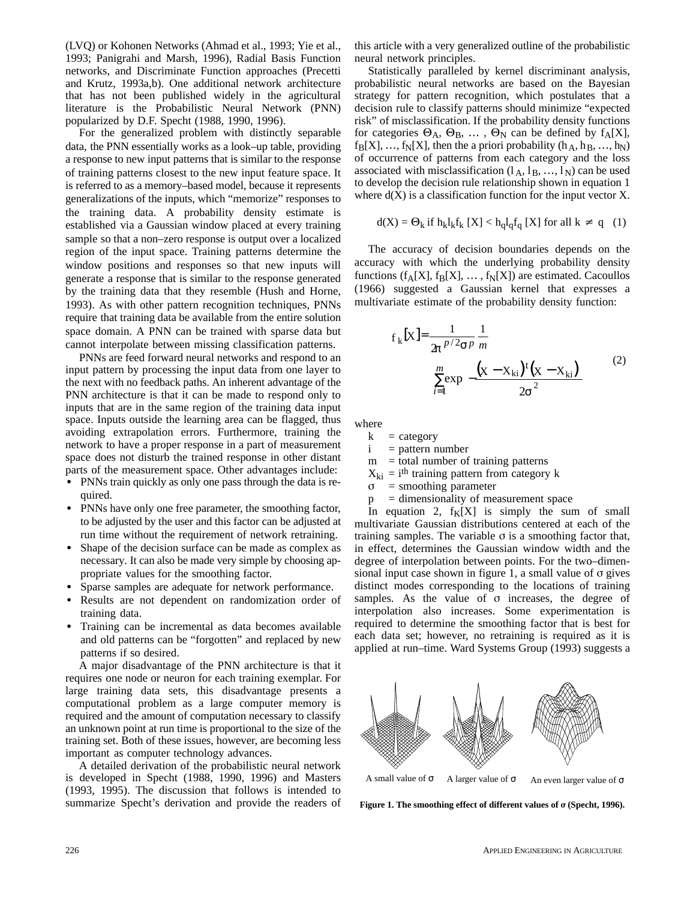(LVQ) or Kohonen Networks (Ahmad et al., 1993; Yie et al., 1993; Panigrahi and Marsh, 1996), Radial Basis Function networks, and Discriminate Function approaches (Precetti and Krutz, 1993a,b). One additional network architecture that has not been published widely in the agricultural literature is the Probabilistic Neural Network (PNN) popularized by D.F. Specht (1988, 1990, 1996).

For the generalized problem with distinctly separable data, the PNN essentially works as a look–up table, providing a response to new input patterns that is similar to the response of training patterns closest to the new input feature space. It is referred to as a memory–based model, because it represents generalizations of the inputs, which "memorize" responses to the training data. A probability density estimate is established via a Gaussian window placed at every training sample so that a non–zero response is output over a localized region of the input space. Training patterns determine the window positions and responses so that new inputs will generate a response that is similar to the response generated by the training data that they resemble (Hush and Horne, 1993). As with other pattern recognition techniques, PNNs require that training data be available from the entire solution space domain. A PNN can be trained with sparse data but cannot interpolate between missing classification patterns.

PNNs are feed forward neural networks and respond to an input pattern by processing the input data from one layer to the next with no feedback paths. An inherent advantage of the PNN architecture is that it can be made to respond only to inputs that are in the same region of the training data input space. Inputs outside the learning area can be flagged, thus avoiding extrapolation errors. Furthermore, training the network to have a proper response in a part of measurement space does not disturb the trained response in other distant parts of the measurement space. Other advantages include:

- PNNs train quickly as only one pass through the data is required.
- PNNs have only one free parameter, the smoothing factor, to be adjusted by the user and this factor can be adjusted at run time without the requirement of network retraining.
- Shape of the decision surface can be made as complex as necessary. It can also be made very simple by choosing appropriate values for the smoothing factor.
- Sparse samples are adequate for network performance.
- Results are not dependent on randomization order of training data.
- Training can be incremental as data becomes available and old patterns can be "forgotten" and replaced by new patterns if so desired.

A major disadvantage of the PNN architecture is that it requires one node or neuron for each training exemplar. For large training data sets, this disadvantage presents a computational problem as a large computer memory is required and the amount of computation necessary to classify an unknown point at run time is proportional to the size of the training set. Both of these issues, however, are becoming less important as computer technology advances.

A detailed derivation of the probabilistic neural network is developed in Specht (1988, 1990, 1996) and Masters (1993, 1995). The discussion that follows is intended to summarize Specht's derivation and provide the readers of this article with a very generalized outline of the probabilistic neural network principles.

Statistically paralleled by kernel discriminant analysis, probabilistic neural networks are based on the Bayesian strategy for pattern recognition, which postulates that a decision rule to classify patterns should minimize "expected risk" of misclassification. If the probability density functions for categories $\Theta_A$, $\Theta_B$, … , $\Theta_N$ can be defined by $f_A[X]$, $f_B[X]$, …, $f_N[X]$, then the a priori probability ($h_A$, $h_B$, …, $h_N$) of occurrence of patterns from each category and the loss associated with misclassification ($l_A$, $l_B$, …, $l_N$) can be used to develop the decision rule relationship shown in equation 1 where d(X) is a classification function for the input vector X.

$$d(X) = \Theta_k \text{ if } h_k l_k f_k[X] < h_q l_q f_q[X] \text{ for all } k \neq q \quad (1)$$

The accuracy of decision boundaries depends on the accuracy with which the underlying probability density functions ($f_A[X]$, $f_B[X]$, … , $f_N[X]$) are estimated. Cacoullos (1966) suggested a Gaussian kernel that expresses a multivariate estimate of the probability density function:

$$f_k[X] = \frac{1}{2\pi^{p/2}\sigma^p}\frac{1}{m}\sum_{i=1}^{m}\exp\left(-\frac{(X - X_{ki})^t (X - X_{ki})}{2\sigma^2}\right) \quad (2)$$

where

k = category
i = pattern number
m = total number of training patterns
$X_{ki}$ = $i^{th}$ training pattern from category k
σ = smoothing parameter
p = dimensionality of measurement space

In equation 2, $f_K[X]$ is simply the sum of small multivariate Gaussian distributions centered at each of the training samples. The variable σ is a smoothing factor that, in effect, determines the Gaussian window width and the degree of interpolation between points. For the two–dimensional input case shown in figure 1, a small value of σ gives distinct modes corresponding to the locations of training samples. As the value of σ increases, the degree of interpolation also increases. Some experimentation is required to determine the smoothing factor that is best for each data set; however, no retraining is required as it is applied at run–time. Ward Systems Group (1993) suggests a

A small value of σ    A larger value of σ    An even larger value of σ

**Figure 1. The smoothing effect of different values of σ (Specht, 1996).**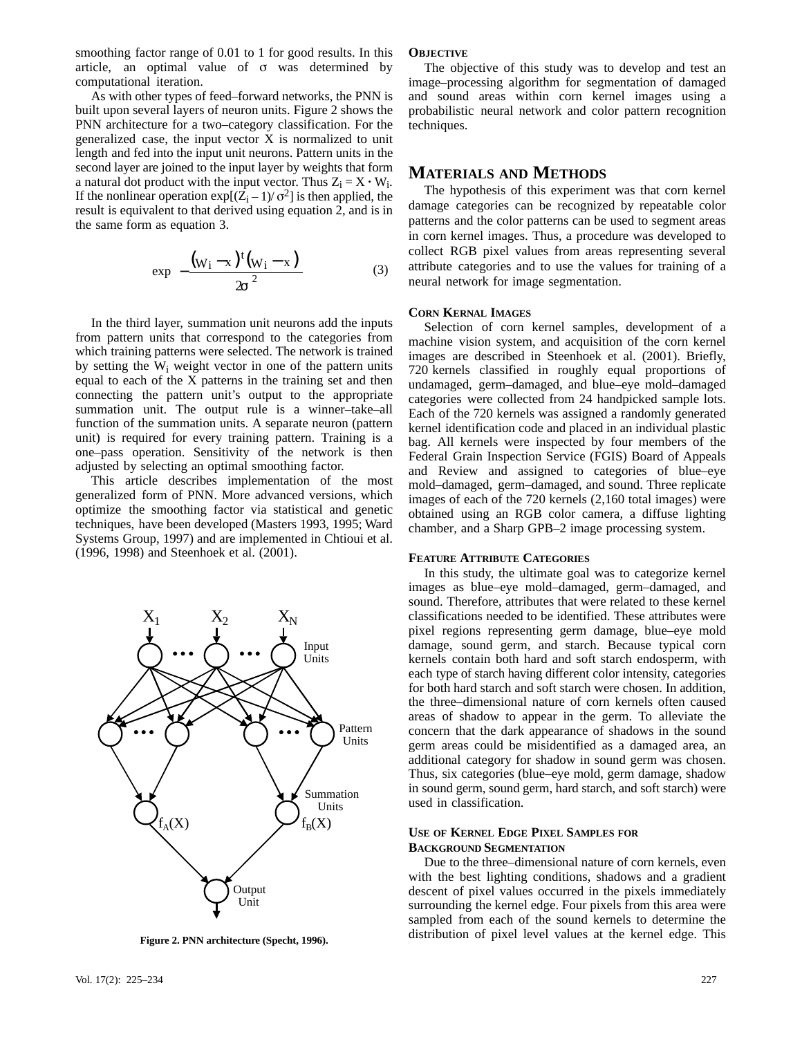smoothing factor range of 0.01 to 1 for good results. In this article, an optimal value of σ was determined by computational iteration.

As with other types of feed–forward networks, the PNN is built upon several layers of neuron units. Figure 2 shows the PNN architecture for a two–category classification. For the generalized case, the input vector X is normalized to unit length and fed into the input unit neurons. Pattern units in the second layer are joined to the input layer by weights that form a natural dot product with the input vector. Thus $Z_i = X \cdot W_i$. If the nonlinear operation $\exp[(Z_i - 1)/\sigma^2]$ is then applied, the result is equivalent to that derived using equation 2, and is in the same form as equation 3.

$$\exp\left[-\frac{(W_i - x)^t (W_i - x)}{2\sigma^2}\right] \qquad (3)$$

In the third layer, summation unit neurons add the inputs from pattern units that correspond to the categories from which training patterns were selected. The network is trained by setting the $W_i$ weight vector in one of the pattern units equal to each of the X patterns in the training set and then connecting the pattern unit's output to the appropriate summation unit. The output rule is a winner–take–all function of the summation units. A separate neuron (pattern unit) is required for every training pattern. Training is a one–pass operation. Sensitivity of the network is then adjusted by selecting an optimal smoothing factor.

This article describes implementation of the most generalized form of PNN. More advanced versions, which optimize the smoothing factor via statistical and genetic techniques, have been developed (Masters 1993, 1995; Ward Systems Group, 1997) and are implemented in Chtioui et al. (1996, 1998) and Steenhoek et al. (2001).

**Figure 2. PNN architecture (Specht, 1996).**

### Objective

The objective of this study was to develop and test an image–processing algorithm for segmentation of damaged and sound areas within corn kernel images using a probabilistic neural network and color pattern recognition techniques.

## Materials and Methods

The hypothesis of this experiment was that corn kernel damage categories can be recognized by repeatable color patterns and the color patterns can be used to segment areas in corn kernel images. Thus, a procedure was developed to collect RGB pixel values from areas representing several attribute categories and to use the values for training of a neural network for image segmentation.

### Corn Kernal Images

Selection of corn kernel samples, development of a machine vision system, and acquisition of the corn kernel images are described in Steenhoek et al. (2001). Briefly, 720 kernels classified in roughly equal proportions of undamaged, germ–damaged, and blue–eye mold–damaged categories were collected from 24 handpicked sample lots. Each of the 720 kernels was assigned a randomly generated kernel identification code and placed in an individual plastic bag. All kernels were inspected by four members of the Federal Grain Inspection Service (FGIS) Board of Appeals and Review and assigned to categories of blue–eye mold–damaged, germ–damaged, and sound. Three replicate images of each of the 720 kernels (2,160 total images) were obtained using an RGB color camera, a diffuse lighting chamber, and a Sharp GPB–2 image processing system.

### Feature Attribute Categories

In this study, the ultimate goal was to categorize kernel images as blue–eye mold–damaged, germ–damaged, and sound. Therefore, attributes that were related to these kernel classifications needed to be identified. These attributes were pixel regions representing germ damage, blue–eye mold damage, sound germ, and starch. Because typical corn kernels contain both hard and soft starch endosperm, with each type of starch having different color intensity, categories for both hard starch and soft starch were chosen. In addition, the three–dimensional nature of corn kernels often caused areas of shadow to appear in the germ. To alleviate the concern that the dark appearance of shadows in the sound germ areas could be misidentified as a damaged area, an additional category for shadow in sound germ was chosen. Thus, six categories (blue–eye mold, germ damage, shadow in sound germ, sound germ, hard starch, and soft starch) were used in classification.

### Use of Kernel Edge Pixel Samples for Background Segmentation

Due to the three–dimensional nature of corn kernels, even with the best lighting conditions, shadows and a gradient descent of pixel values occurred in the pixels immediately surrounding the kernel edge. Four pixels from this area were sampled from each of the sound kernels to determine the distribution of pixel level values at the kernel edge. This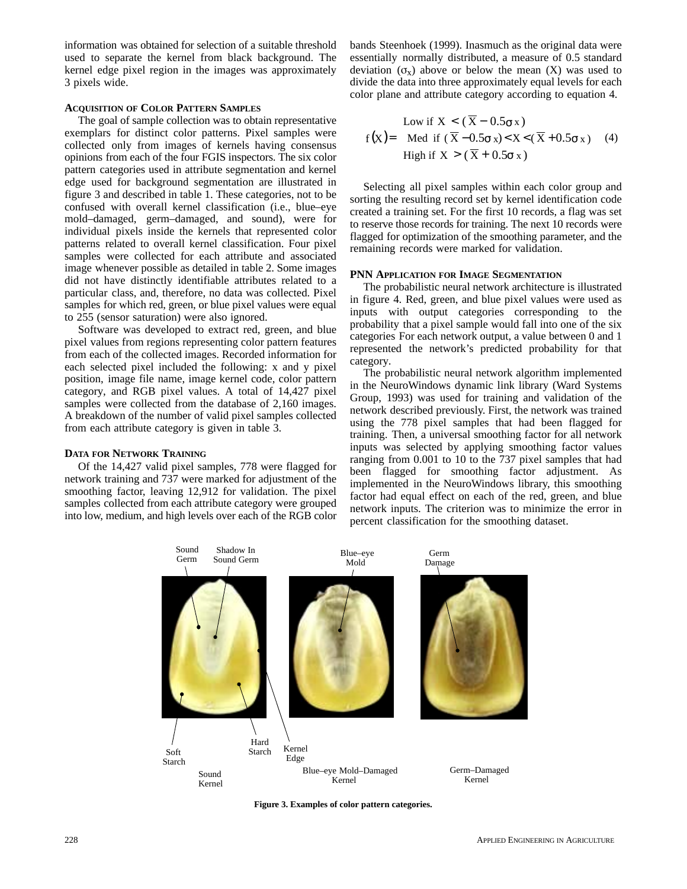information was obtained for selection of a suitable threshold used to separate the kernel from black background. The kernel edge pixel region in the images was approximately 3 pixels wide.

### Acquisition of Color Pattern Samples

The goal of sample collection was to obtain representative exemplars for distinct color patterns. Pixel samples were collected only from images of kernels having consensus opinions from each of the four FGIS inspectors. The six color pattern categories used in attribute segmentation and kernel edge used for background segmentation are illustrated in figure 3 and described in table 1. These categories, not to be confused with overall kernel classification (i.e., blue–eye mold–damaged, germ–damaged, and sound), were for individual pixels inside the kernels that represented color patterns related to overall kernel classification. Four pixel samples were collected for each attribute and associated image whenever possible as detailed in table 2. Some images did not have distinctly identifiable attributes related to a particular class, and, therefore, no data was collected. Pixel samples for which red, green, or blue pixel values were equal to 255 (sensor saturation) were also ignored.

Software was developed to extract red, green, and blue pixel values from regions representing color pattern features from each of the collected images. Recorded information for each selected pixel included the following: x and y pixel position, image file name, image kernel code, color pattern category, and RGB pixel values. A total of 14,427 pixel samples were collected from the database of 2,160 images. A breakdown of the number of valid pixel samples collected from each attribute category is given in table 3.

### Data for Network Training

Of the 14,427 valid pixel samples, 778 were flagged for network training and 737 were marked for adjustment of the smoothing factor, leaving 12,912 for validation. The pixel samples collected from each attribute category were grouped into low, medium, and high levels over each of the RGB color bands Steenhoek (1999). Inasmuch as the original data were essentially normally distributed, a measure of 0.5 standard deviation ($\sigma_x$) above or below the mean (X) was used to divide the data into three approximately equal levels for each color plane and attribute category according to equation 4.

$$f(X) = \begin{cases} \text{Low if } X < (\overline{X} - 0.5\sigma_x) \\ \text{Med if } (\overline{X} - 0.5\sigma_x) < X < (\overline{X} + 0.5\sigma_x) \\ \text{High if } X > (\overline{X} + 0.5\sigma_x) \end{cases} \quad (4)$$

Selecting all pixel samples within each color group and sorting the resulting record set by kernel identification code created a training set. For the first 10 records, a flag was set to reserve those records for training. The next 10 records were flagged for optimization of the smoothing parameter, and the remaining records were marked for validation.

### PNN Application for Image Segmentation

The probabilistic neural network architecture is illustrated in figure 4. Red, green, and blue pixel values were used as inputs with output categories corresponding to the probability that a pixel sample would fall into one of the six categories For each network output, a value between 0 and 1 represented the network's predicted probability for that category.

The probabilistic neural network algorithm implemented in the NeuroWindows dynamic link library (Ward Systems Group, 1993) was used for training and validation of the network described previously. First, the network was trained using the 778 pixel samples that had been flagged for training. Then, a universal smoothing factor for all network inputs was selected by applying smoothing factor values ranging from 0.001 to 10 to the 737 pixel samples that had been flagged for smoothing factor adjustment. As implemented in the NeuroWindows library, this smoothing factor had equal effect on each of the red, green, and blue network inputs. The criterion was to minimize the error in percent classification for the smoothing dataset.

Sound Germ, Shadow In Sound Germ, Soft Starch, Hard Starch, Kernel Edge — Sound Kernel; Blue–eye Mold — Blue–eye Mold–Damaged Kernel; Germ Damage — Germ–Damaged Kernel

**Figure 3. Examples of color pattern categories.**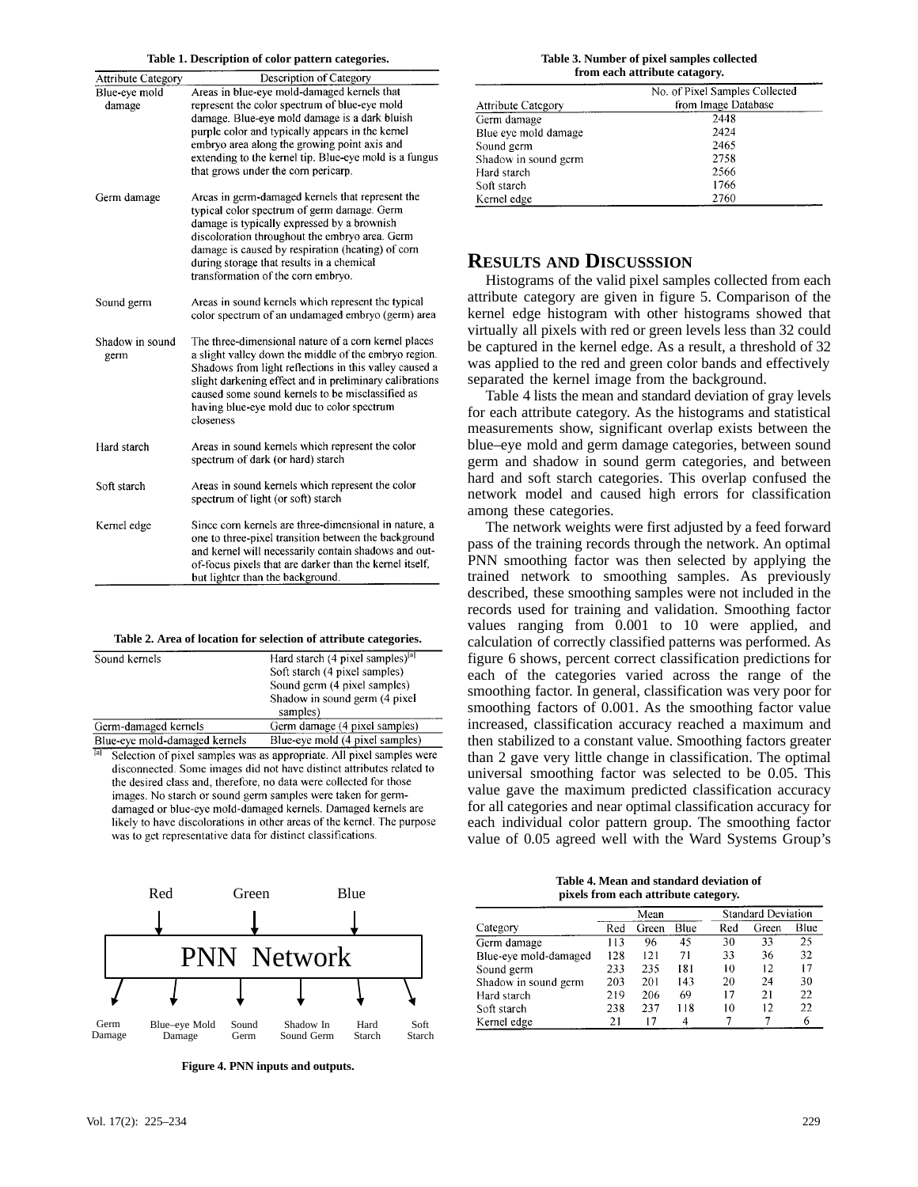**Table 1. Description of color pattern categories.**

| Attribute Category | Description of Category |
|---|---|
| Blue-eye mold damage | Areas in blue-eye mold-damaged kernels that represent the color spectrum of blue-eye mold damage. Blue-eye mold damage is a dark bluish purple color and typically appears in the kernel embryo area along the growing point axis and extending to the kernel tip. Blue-eye mold is a fungus that grows under the corn pericarp. |
| Germ damage | Areas in germ-damaged kernels that represent the typical color spectrum of germ damage. Germ damage is typically expressed by a brownish discoloration throughout the embryo area. Germ damage is caused by respiration (heating) of corn during storage that results in a chemical transformation of the corn embryo. |
| Sound germ | Areas in sound kernels which represent the typical color spectrum of an undamaged embryo (germ) area |
| Shadow in sound germ | The three-dimensional nature of a corn kernel places a slight valley down the middle of the embryo region. Shadows from light reflections in this valley caused a slight darkening effect and in preliminary calibrations caused some sound kernels to be misclassified as having blue-eye mold due to color spectrum closeness |
| Hard starch | Areas in sound kernels which represent the color spectrum of dark (or hard) starch |
| Soft starch | Areas in sound kernels which represent the color spectrum of light (or soft) starch |
| Kernel edge | Since corn kernels are three-dimensional in nature, a one to three-pixel transition between the background and kernel will necessarily contain shadows and out-of-focus pixels that are darker than the kernel itself, but lighter than the background. |

**Table 2. Area of location for selection of attribute categories.**

| | |
|---|---|
| Sound kernels | Hard starch (4 pixel samples)[a]<br>Soft starch (4 pixel samples)<br>Sound germ (4 pixel samples)<br>Shadow in sound germ (4 pixel samples) |
| Germ-damaged kernels | Germ damage (4 pixel samples) |
| Blue-eye mold-damaged kernels | Blue-eye mold (4 pixel samples) |

[a] Selection of pixel samples was as appropriate. All pixel samples were disconnected. Some images did not have distinct attributes related to the desired class and, therefore, no data were collected for those images. No starch or sound germ samples were taken for germ-damaged or blue-eye mold-damaged kernels. Damaged kernels are likely to have discolorations in other areas of the kernel. The purpose was to get representative data for distinct classifications.

Red Green Blue → PNN Network → Germ Damage, Blue–eye Mold Damage, Sound Germ, Shadow In Sound Germ, Hard Starch, Soft Starch

**Figure 4. PNN inputs and outputs.**

**Table 3. Number of pixel samples collected from each attribute catagory.**

| Attribute Category | No. of Pixel Samples Collected from Image Database |
|---|---|
| Germ damage | 2448 |
| Blue eye mold damage | 2424 |
| Sound germ | 2465 |
| Shadow in sound germ | 2758 |
| Hard starch | 2566 |
| Soft starch | 1766 |
| Kernel edge | 2760 |

## RESULTS AND DISCUSSSION

Histograms of the valid pixel samples collected from each attribute category are given in figure 5. Comparison of the kernel edge histogram with other histograms showed that virtually all pixels with red or green levels less than 32 could be captured in the kernel edge. As a result, a threshold of 32 was applied to the red and green color bands and effectively separated the kernel image from the background.

Table 4 lists the mean and standard deviation of gray levels for each attribute category. As the histograms and statistical measurements show, significant overlap exists between the blue–eye mold and germ damage categories, between sound germ and shadow in sound germ categories, and between hard and soft starch categories. This overlap confused the network model and caused high errors for classification among these categories.

The network weights were first adjusted by a feed forward pass of the training records through the network. An optimal PNN smoothing factor was then selected by applying the trained network to smoothing samples. As previously described, these smoothing samples were not included in the records used for training and validation. Smoothing factor values ranging from 0.001 to 10 were applied, and calculation of correctly classified patterns was performed. As figure 6 shows, percent correct classification predictions for each of the categories varied across the range of the smoothing factor. In general, classification was very poor for smoothing factors of 0.001. As the smoothing factor value increased, classification accuracy reached a maximum and then stabilized to a constant value. Smoothing factors greater than 2 gave very little change in classification. The optimal universal smoothing factor was selected to be 0.05. This value gave the maximum predicted classification accuracy for all categories and near optimal classification accuracy for each individual color pattern group. The smoothing factor value of 0.05 agreed well with the Ward Systems Group's

**Table 4. Mean and standard deviation of pixels from each attribute category.**

| Category | Mean | | | Standard Deviation | | |
|---|---|---|---|---|---|---|
| | Red | Green | Blue | Red | Green | Blue |
| Germ damage | 113 | 96 | 45 | 30 | 33 | 25 |
| Blue-eye mold-damaged | 128 | 121 | 71 | 33 | 36 | 32 |
| Sound germ | 233 | 235 | 181 | 10 | 12 | 17 |
| Shadow in sound germ | 203 | 201 | 143 | 20 | 24 | 30 |
| Hard starch | 219 | 206 | 69 | 17 | 21 | 22 |
| Soft starch | 238 | 237 | 118 | 10 | 12 | 22 |
| Kernel edge | 21 | 17 | 4 | 7 | 7 | 6 |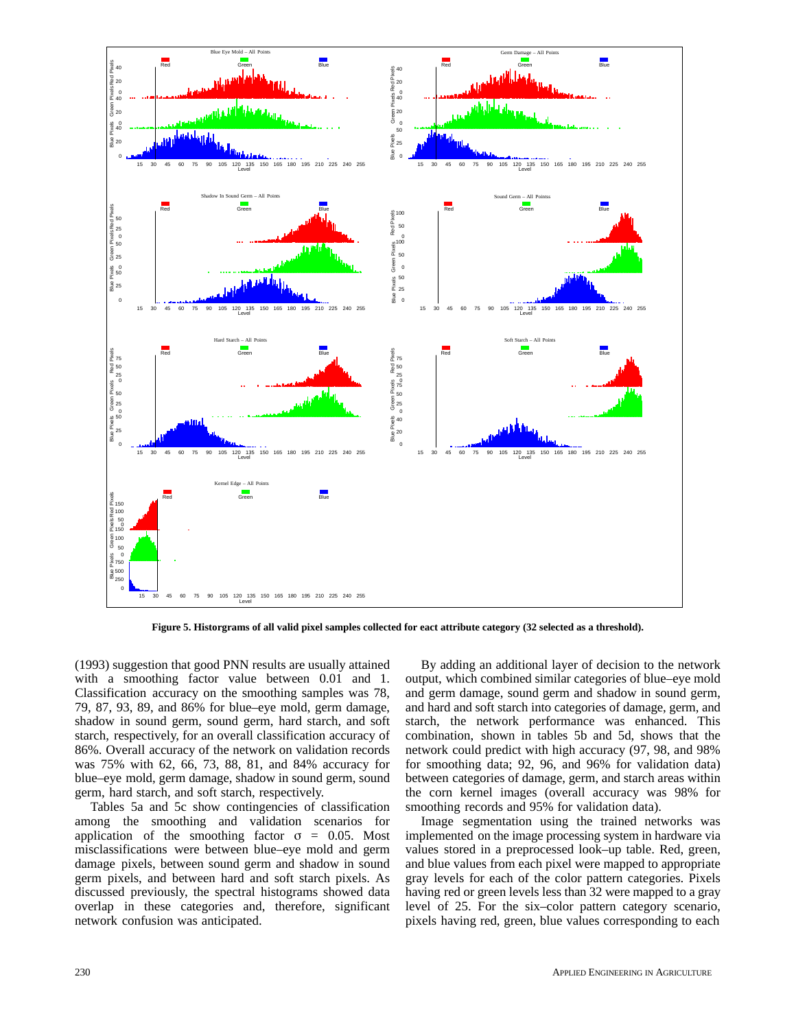Figure 5. Historgrams of all valid pixel samples collected for eact attribute category (32 selected as a threshold).

(1993) suggestion that good PNN results are usually attained with a smoothing factor value between 0.01 and 1. Classification accuracy on the smoothing samples was 78, 79, 87, 93, 89, and 86% for blue–eye mold, germ damage, shadow in sound germ, sound germ, hard starch, and soft starch, respectively, for an overall classification accuracy of 86%. Overall accuracy of the network on validation records was 75% with 62, 66, 73, 88, 81, and 84% accuracy for blue–eye mold, germ damage, shadow in sound germ, sound germ, hard starch, and soft starch, respectively.

Tables 5a and 5c show contingencies of classification among the smoothing and validation scenarios for application of the smoothing factor σ = 0.05. Most misclassifications were between blue–eye mold and germ damage pixels, between sound germ and shadow in sound germ pixels, and between hard and soft starch pixels. As discussed previously, the spectral histograms showed data overlap in these categories and, therefore, significant network confusion was anticipated.

By adding an additional layer of decision to the network output, which combined similar categories of blue–eye mold and germ damage, sound germ and shadow in sound germ, and hard and soft starch into categories of damage, germ, and starch, the network performance was enhanced. This combination, shown in tables 5b and 5d, shows that the network could predict with high accuracy (97, 98, and 98% for smoothing data; 92, 96, and 96% for validation data) between categories of damage, germ, and starch areas within the corn kernel images (overall accuracy was 98% for smoothing records and 95% for validation data).

Image segmentation using the trained networks was implemented on the image processing system in hardware via values stored in a preprocessed look–up table. Red, green, and blue values from each pixel were mapped to appropriate gray levels for each of the color pattern categories. Pixels having red or green levels less than 32 were mapped to a gray level of 25. For the six–color pattern category scenario, pixels having red, green, blue values corresponding to each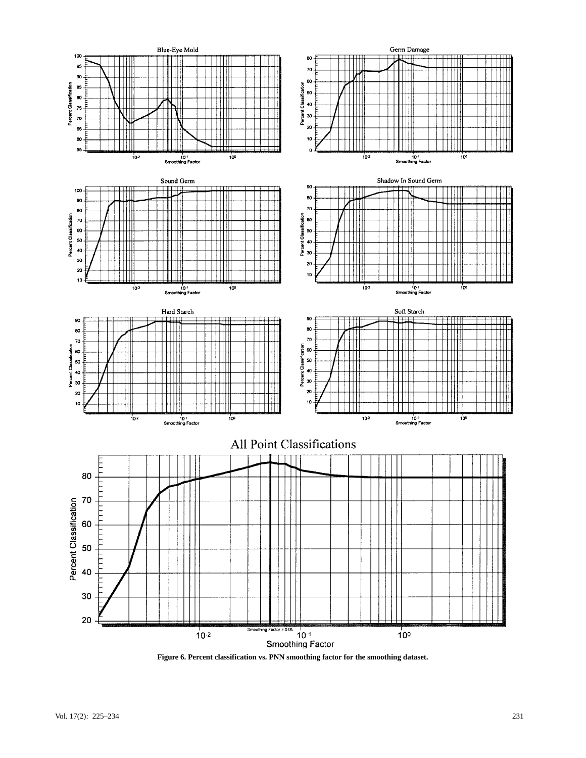**Figure 6. Percent classification vs. PNN smoothing factor for the smoothing dataset.**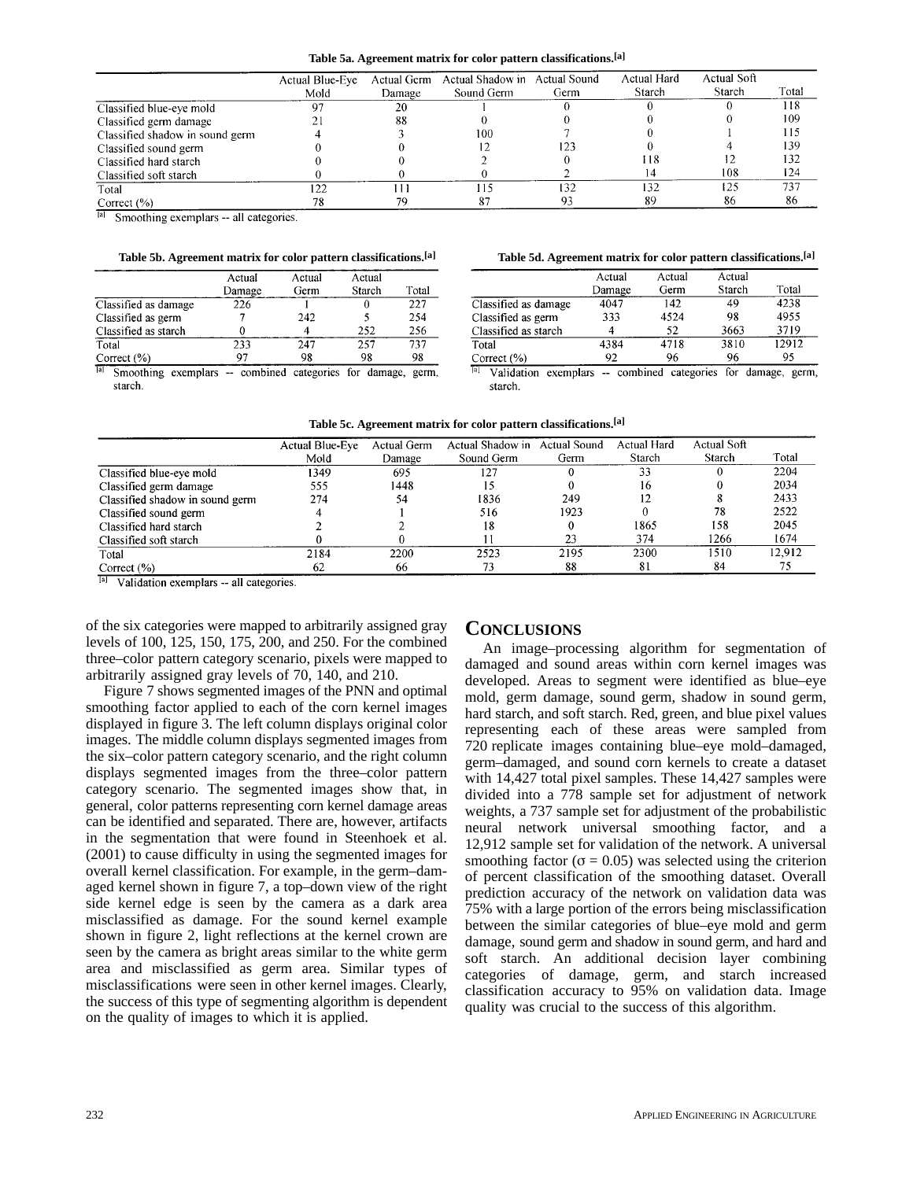Table 5a. Agreement matrix for color pattern classifications.[a]

| | Actual Blue-Eye Mold | Actual Germ Damage | Actual Shadow in Sound Germ | Actual Sound Germ | Actual Hard Starch | Actual Soft Starch | Total |
|---|---|---|---|---|---|---|---|
| Classified blue-eye mold | 97 | 20 | 1 | 0 | 0 | 0 | 118 |
| Classified germ damage | 21 | 88 | 0 | 0 | 0 | 0 | 109 |
| Classified shadow in sound germ | 4 | 3 | 100 | 7 | 0 | 1 | 115 |
| Classified sound germ | 0 | 0 | 12 | 123 | 0 | 4 | 139 |
| Classified hard starch | 0 | 0 | 2 | 0 | 118 | 12 | 132 |
| Classified soft starch | 0 | 0 | 0 | 2 | 14 | 108 | 124 |
| Total | 122 | 111 | 115 | 132 | 132 | 125 | 737 |
| Correct (%) | 78 | 79 | 87 | 93 | 89 | 86 | 86 |

[a] Smoothing exemplars -- all categories.

Table 5b. Agreement matrix for color pattern classifications.[a]

| | Actual Damage | Actual Germ | Actual Starch | Total |
|---|---|---|---|---|
| Classified as damage | 226 | 1 | 0 | 227 |
| Classified as germ | 7 | 242 | 5 | 254 |
| Classified as starch | 0 | 4 | 252 | 256 |
| Total | 233 | 247 | 257 | 737 |
| Correct (%) | 97 | 98 | 98 | 98 |

[a] Smoothing exemplars -- combined categories for damage, germ, starch.

Table 5d. Agreement matrix for color pattern classifications.[a]

| | Actual Damage | Actual Germ | Actual Starch | Total |
|---|---|---|---|---|
| Classified as damage | 4047 | 142 | 49 | 4238 |
| Classified as germ | 333 | 4524 | 98 | 4955 |
| Classified as starch | 4 | 52 | 3663 | 3719 |
| Total | 4384 | 4718 | 3810 | 12912 |
| Correct (%) | 92 | 96 | 96 | 95 |

[a] Validation exemplars -- combined categories for damage, germ, starch.

Table 5c. Agreement matrix for color pattern classifications.[a]

| | Actual Blue-Eye Mold | Actual Germ Damage | Actual Shadow in Sound Germ | Actual Sound Germ | Actual Hard Starch | Actual Soft Starch | Total |
|---|---|---|---|---|---|---|---|
| Classified blue-eye mold | 1349 | 695 | 127 | 0 | 33 | 0 | 2204 |
| Classified germ damage | 555 | 1448 | 15 | 0 | 16 | 0 | 2034 |
| Classified shadow in sound germ | 274 | 54 | 1836 | 249 | 12 | 8 | 2433 |
| Classified sound germ | 4 | 1 | 516 | 1923 | 0 | 78 | 2522 |
| Classified hard starch | 2 | 2 | 18 | 0 | 1865 | 158 | 2045 |
| Classified soft starch | 0 | 0 | 11 | 23 | 374 | 1266 | 1674 |
| Total | 2184 | 2200 | 2523 | 2195 | 2300 | 1510 | 12,912 |
| Correct (%) | 62 | 66 | 73 | 88 | 81 | 84 | 75 |

[a] Validation exemplars -- all categories.

of the six categories were mapped to arbitrarily assigned gray levels of 100, 125, 150, 175, 200, and 250. For the combined three–color pattern category scenario, pixels were mapped to arbitrarily assigned gray levels of 70, 140, and 210.

Figure 7 shows segmented images of the PNN and optimal smoothing factor applied to each of the corn kernel images displayed in figure 3. The left column displays original color images. The middle column displays segmented images from the six–color pattern category scenario, and the right column displays segmented images from the three–color pattern category scenario. The segmented images show that, in general, color patterns representing corn kernel damage areas can be identified and separated. There are, however, artifacts in the segmentation that were found in Steenhoek et al. (2001) to cause difficulty in using the segmented images for overall kernel classification. For example, in the germ–damaged kernel shown in figure 7, a top–down view of the right side kernel edge is seen by the camera as a dark area misclassified as damage. For the sound kernel example shown in figure 2, light reflections at the kernel crown are seen by the camera as bright areas similar to the white germ area and misclassified as germ area. Similar types of misclassifications were seen in other kernel images. Clearly, the success of this type of segmenting algorithm is dependent on the quality of images to which it is applied.

## Conclusions

An image–processing algorithm for segmentation of damaged and sound areas within corn kernel images was developed. Areas to segment were identified as blue–eye mold, germ damage, sound germ, shadow in sound germ, hard starch, and soft starch. Red, green, and blue pixel values representing each of these areas were sampled from 720 replicate images containing blue–eye mold–damaged, germ–damaged, and sound corn kernels to create a dataset with 14,427 total pixel samples. These 14,427 samples were divided into a 778 sample set for adjustment of network weights, a 737 sample set for adjustment of the probabilistic neural network universal smoothing factor, and a 12,912 sample set for validation of the network. A universal smoothing factor ($\sigma = 0.05$) was selected using the criterion of percent classification of the smoothing dataset. Overall prediction accuracy of the network on validation data was 75% with a large portion of the errors being misclassification between the similar categories of blue–eye mold and germ damage, sound germ and shadow in sound germ, and hard and soft starch. An additional decision layer combining categories of damage, germ, and starch increased classification accuracy to 95% on validation data. Image quality was crucial to the success of this algorithm.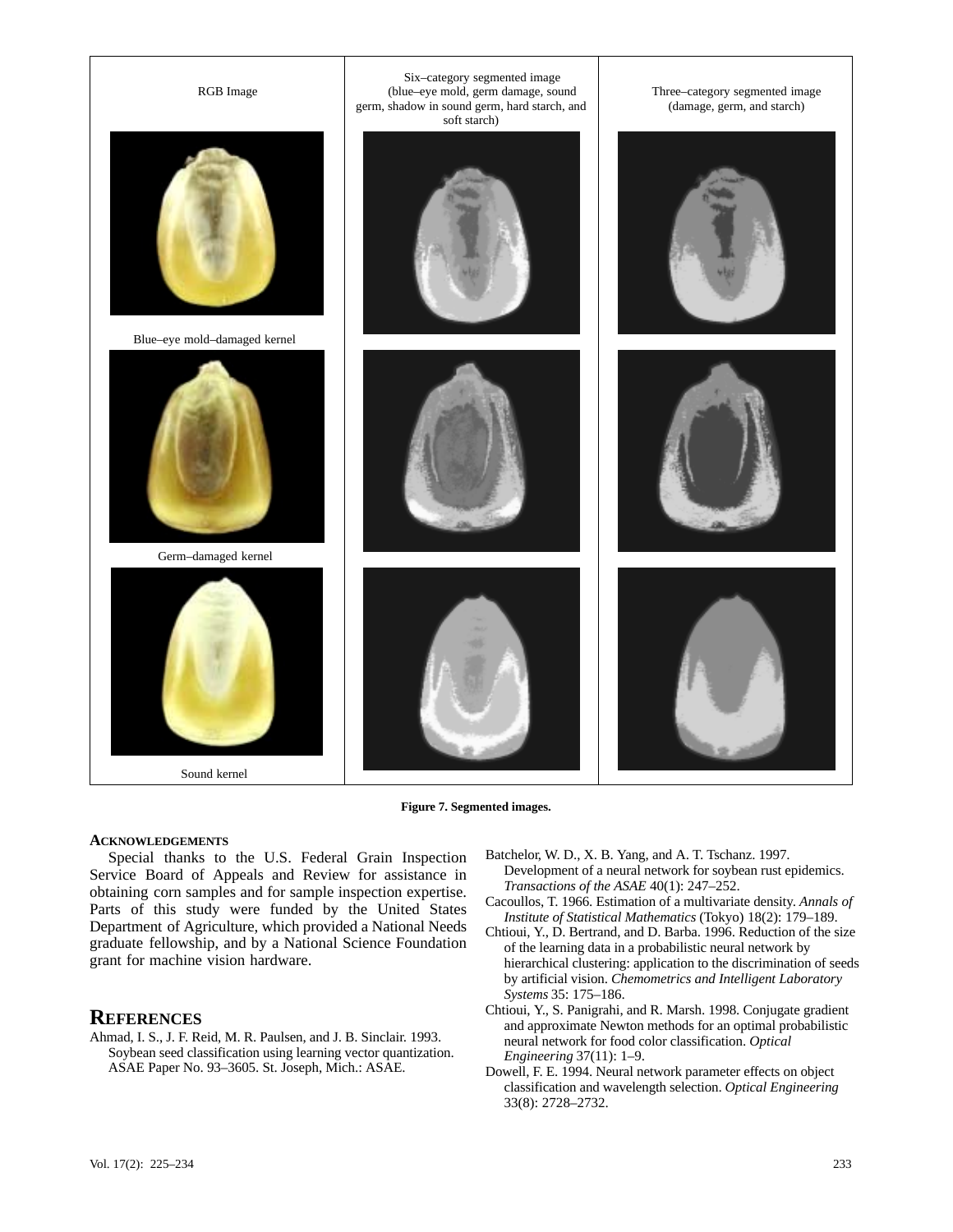| RGB Image | Six–category segmented image (blue–eye mold, germ damage, sound germ, shadow in sound germ, hard starch, and soft starch) | Three–category segmented image (damage, germ, and starch) |
| --- | --- | --- |
| Blue–eye mold–damaged kernel | | |
| Germ–damaged kernel | | |
| Sound kernel | | |

**Figure 7. Segmented images.**

### Acknowledgements

Special thanks to the U.S. Federal Grain Inspection Service Board of Appeals and Review for assistance in obtaining corn samples and for sample inspection expertise. Parts of this study were funded by the United States Department of Agriculture, which provided a National Needs graduate fellowship, and by a National Science Foundation grant for machine vision hardware.

## References

Ahmad, I. S., J. F. Reid, M. R. Paulsen, and J. B. Sinclair. 1993. Soybean seed classification using learning vector quantization. ASAE Paper No. 93–3605. St. Joseph, Mich.: ASAE.

Batchelor, W. D., X. B. Yang, and A. T. Tschanz. 1997. Development of a neural network for soybean rust epidemics. *Transactions of the ASAE* 40(1): 247–252.

Cacoullos, T. 1966. Estimation of a multivariate density. *Annals of Institute of Statistical Mathematics* (Tokyo) 18(2): 179–189.

Chtioui, Y., D. Bertrand, and D. Barba. 1996. Reduction of the size of the learning data in a probabilistic neural network by hierarchical clustering: application to the discrimination of seeds by artificial vision. *Chemometrics and Intelligent Laboratory Systems* 35: 175–186.

Chtioui, Y., S. Panigrahi, and R. Marsh. 1998. Conjugate gradient and approximate Newton methods for an optimal probabilistic neural network for food color classification. *Optical Engineering* 37(11): 1–9.

Dowell, F. E. 1994. Neural network parameter effects on object classification and wavelength selection. *Optical Engineering* 33(8): 2728–2732.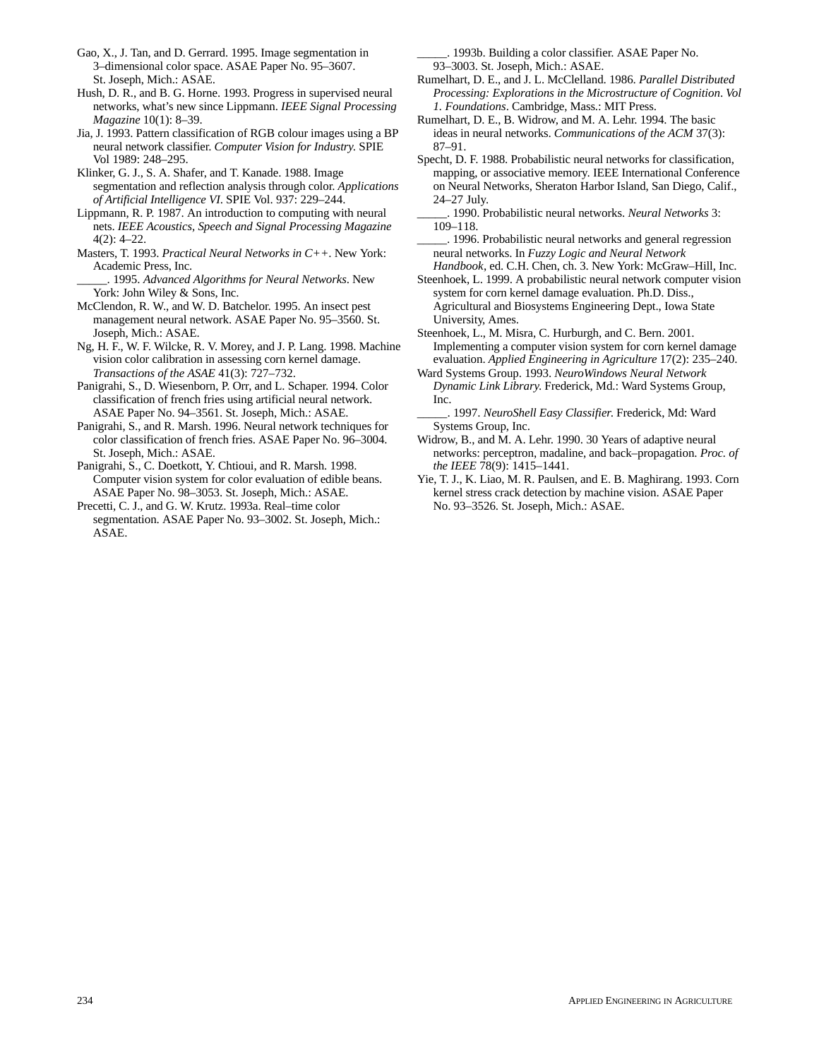Gao, X., J. Tan, and D. Gerrard. 1995. Image segmentation in 3–dimensional color space. ASAE Paper No. 95–3607. St. Joseph, Mich.: ASAE.

Hush, D. R., and B. G. Horne. 1993. Progress in supervised neural networks, what's new since Lippmann. *IEEE Signal Processing Magazine* 10(1): 8–39.

Jia, J. 1993. Pattern classification of RGB colour images using a BP neural network classifier. *Computer Vision for Industry.* SPIE Vol 1989: 248–295.

Klinker, G. J., S. A. Shafer, and T. Kanade. 1988. Image segmentation and reflection analysis through color. *Applications of Artificial Intelligence VI*. SPIE Vol. 937: 229–244.

Lippmann, R. P. 1987. An introduction to computing with neural nets. *IEEE Acoustics, Speech and Signal Processing Magazine* 4(2): 4–22.

Masters, T. 1993. *Practical Neural Networks in C++*. New York: Academic Press, Inc.

_____. 1995. *Advanced Algorithms for Neural Networks*. New York: John Wiley & Sons, Inc.

McClendon, R. W., and W. D. Batchelor. 1995. An insect pest management neural network. ASAE Paper No. 95–3560. St. Joseph, Mich.: ASAE.

Ng, H. F., W. F. Wilcke, R. V. Morey, and J. P. Lang. 1998. Machine vision color calibration in assessing corn kernel damage. *Transactions of the ASAE* 41(3): 727–732.

Panigrahi, S., D. Wiesenborn, P. Orr, and L. Schaper. 1994. Color classification of french fries using artificial neural network. ASAE Paper No. 94–3561. St. Joseph, Mich.: ASAE.

Panigrahi, S., and R. Marsh. 1996. Neural network techniques for color classification of french fries. ASAE Paper No. 96–3004. St. Joseph, Mich.: ASAE.

Panigrahi, S., C. Doetkott, Y. Chtioui, and R. Marsh. 1998. Computer vision system for color evaluation of edible beans. ASAE Paper No. 98–3053. St. Joseph, Mich.: ASAE.

Precetti, C. J., and G. W. Krutz. 1993a. Real–time color segmentation. ASAE Paper No. 93–3002. St. Joseph, Mich.: ASAE.

_____. 1993b. Building a color classifier. ASAE Paper No. 93–3003. St. Joseph, Mich.: ASAE.

Rumelhart, D. E., and J. L. McClelland. 1986. *Parallel Distributed Processing: Explorations in the Microstructure of Cognition*. *Vol 1. Foundations*. Cambridge, Mass.: MIT Press.

Rumelhart, D. E., B. Widrow, and M. A. Lehr. 1994. The basic ideas in neural networks. *Communications of the ACM* 37(3): 87–91.

Specht, D. F. 1988. Probabilistic neural networks for classification, mapping, or associative memory. IEEE International Conference on Neural Networks, Sheraton Harbor Island, San Diego, Calif., 24–27 July.

_____. 1990. Probabilistic neural networks. *Neural Networks* 3: 109–118.

_____. 1996. Probabilistic neural networks and general regression neural networks. In *Fuzzy Logic and Neural Network Handbook*, ed. C.H. Chen, ch. 3. New York: McGraw–Hill, Inc.

Steenhoek, L. 1999. A probabilistic neural network computer vision system for corn kernel damage evaluation. Ph.D. Diss., Agricultural and Biosystems Engineering Dept., Iowa State University, Ames.

Steenhoek, L., M. Misra, C. Hurburgh, and C. Bern. 2001. Implementing a computer vision system for corn kernel damage evaluation. *Applied Engineering in Agriculture* 17(2): 235–240.

Ward Systems Group. 1993. *NeuroWindows Neural Network Dynamic Link Library.* Frederick, Md.: Ward Systems Group, Inc.

_____. 1997. *NeuroShell Easy Classifier.* Frederick, Md: Ward Systems Group, Inc.

Widrow, B., and M. A. Lehr. 1990. 30 Years of adaptive neural networks: perceptron, madaline, and back–propagation. *Proc. of the IEEE* 78(9): 1415–1441.

Yie, T. J., K. Liao, M. R. Paulsen, and E. B. Maghirang. 1993. Corn kernel stress crack detection by machine vision. ASAE Paper No. 93–3526. St. Joseph, Mich.: ASAE.